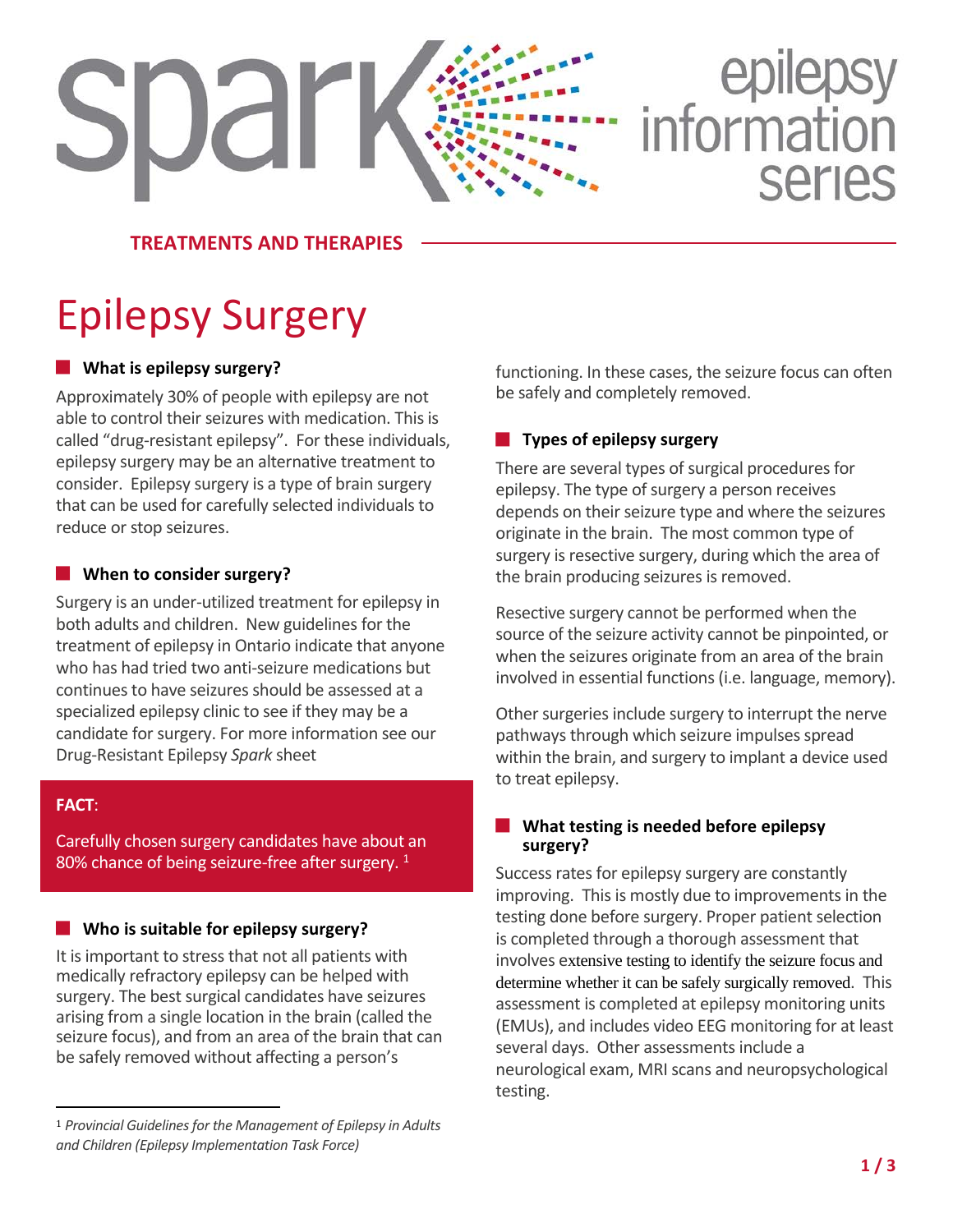spark epilepsy information series

TREATMENTS AND THERAPIES

# Epilepsy Surgery

## What is epilepsy surgery?

Approximately 30% of people with epilepsy are not able to control their seizures with medication. This is called "drug-resistant epilepsy". For these individuals, epilepsy surgery may be an alternative treatment to consider. Epilepsy surgery is a type of brain surgery that can be used for carefully selected individuals to reduce or stop seizures.

## When to consider surgery?

Surgery is an under-utilized treatment for epilepsy in both adults and children. New guidelines for the treatment of epilepsy in Ontario indicate that anyone who has had tried two anti-seizure medications but continues to have seizures should be assessed at a specialized epilepsy clinic to see if they may be a candidate for surgery. For more information see our Drug-Resistant Epilepsy *Spark* sheet

**FACT**:

Carefully chosen surgery candidates have about an 80% chance of being seizure-free after surgery. [1]

## Who is suitable for epilepsy surgery?

It is important to stress that not all patients with medically refractory epilepsy can be helped with surgery. The best surgical candidates have seizures arising from a single location in the brain (called the seizure focus), and from an area of the brain that can be safely removed without affecting a person's functioning. In these cases, the seizure focus can often be safely and completely removed.

## Types of epilepsy surgery

There are several types of surgical procedures for epilepsy. The type of surgery a person receives depends on their seizure type and where the seizures originate in the brain. The most common type of surgery is resective surgery, during which the area of the brain producing seizures is removed.

Resective surgery cannot be performed when the source of the seizure activity cannot be pinpointed, or when the seizures originate from an area of the brain involved in essential functions (i.e. language, memory).

Other surgeries include surgery to interrupt the nerve pathways through which seizure impulses spread within the brain, and surgery to implant a device used to treat epilepsy.

## What testing is needed before epilepsy surgery?

Success rates for epilepsy surgery are constantly improving. This is mostly due to improvements in the testing done before surgery. Proper patient selection is completed through a thorough assessment that involves extensive testing to identify the seizure focus and determine whether it can be safely surgically removed. This assessment is completed at epilepsy monitoring units (EMUs), and includes video EEG monitoring for at least several days. Other assessments include a neurological exam, MRI scans and neuropsychological testing.

[1] *Provincial Guidelines for the Management of Epilepsy in Adults and Children (Epilepsy Implementation Task Force)*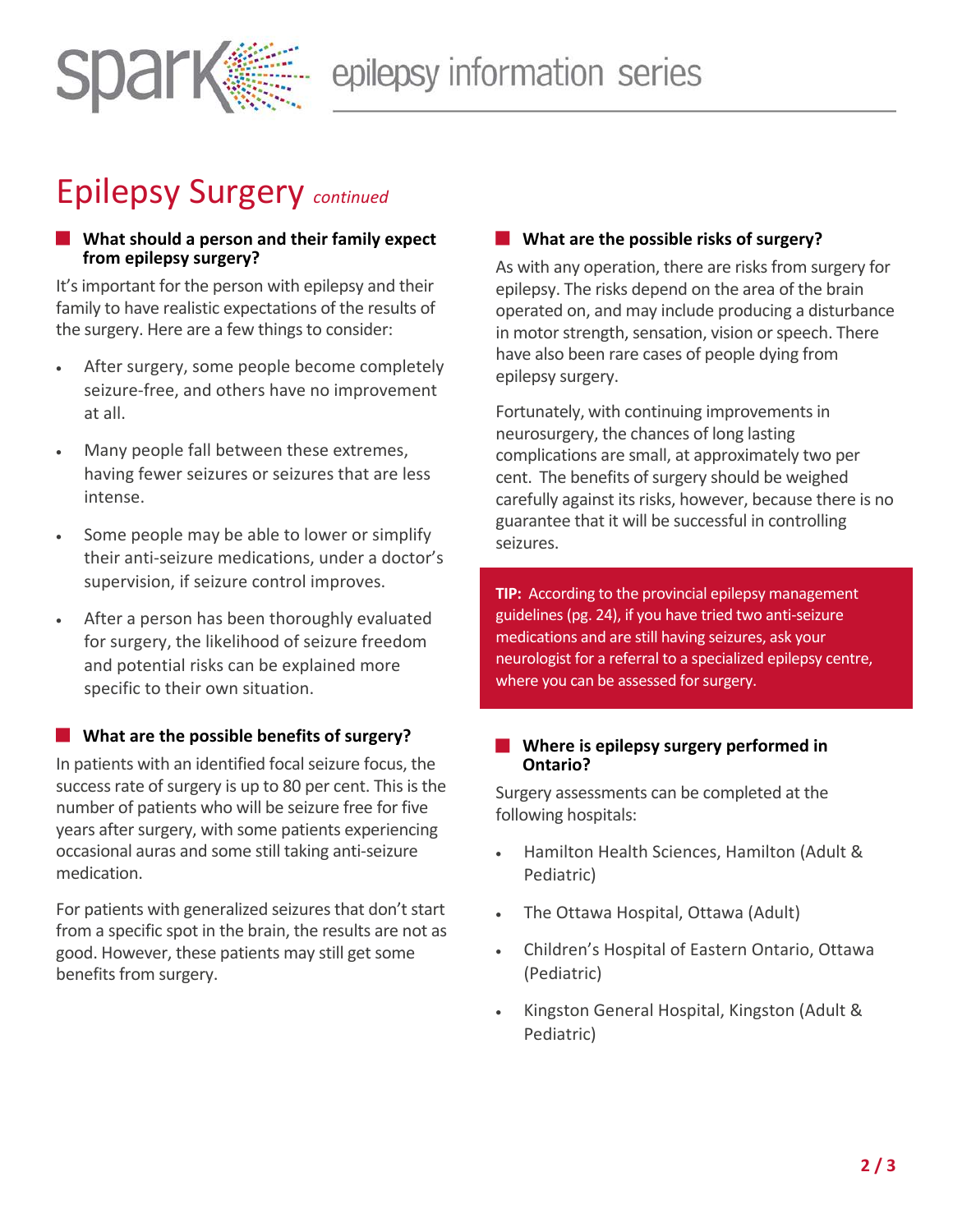# Epilepsy Surgery *continued*

## What should a person and their family expect from epilepsy surgery?

It's important for the person with epilepsy and their family to have realistic expectations of the results of the surgery. Here are a few things to consider:

- After surgery, some people become completely seizure-free, and others have no improvement at all.
- Many people fall between these extremes, having fewer seizures or seizures that are less intense.
- Some people may be able to lower or simplify their anti-seizure medications, under a doctor's supervision, if seizure control improves.
- After a person has been thoroughly evaluated for surgery, the likelihood of seizure freedom and potential risks can be explained more specific to their own situation.

## What are the possible benefits of surgery?

In patients with an identified focal seizure focus, the success rate of surgery is up to 80 per cent. This is the number of patients who will be seizure free for five years after surgery, with some patients experiencing occasional auras and some still taking anti-seizure medication.

For patients with generalized seizures that don't start from a specific spot in the brain, the results are not as good. However, these patients may still get some benefits from surgery.

## What are the possible risks of surgery?

As with any operation, there are risks from surgery for epilepsy. The risks depend on the area of the brain operated on, and may include producing a disturbance in motor strength, sensation, vision or speech. There have also been rare cases of people dying from epilepsy surgery.

Fortunately, with continuing improvements in neurosurgery, the chances of long lasting complications are small, at approximately two per cent. The benefits of surgery should be weighed carefully against its risks, however, because there is no guarantee that it will be successful in controlling seizures.

**TIP:** According to the provincial epilepsy management guidelines (pg. 24), if you have tried two anti-seizure medications and are still having seizures, ask your neurologist for a referral to a specialized epilepsy centre, where you can be assessed for surgery.

## Where is epilepsy surgery performed in Ontario?

Surgery assessments can be completed at the following hospitals:

- Hamilton Health Sciences, Hamilton (Adult & Pediatric)
- The Ottawa Hospital, Ottawa (Adult)
- Children's Hospital of Eastern Ontario, Ottawa (Pediatric)
- Kingston General Hospital, Kingston (Adult & Pediatric)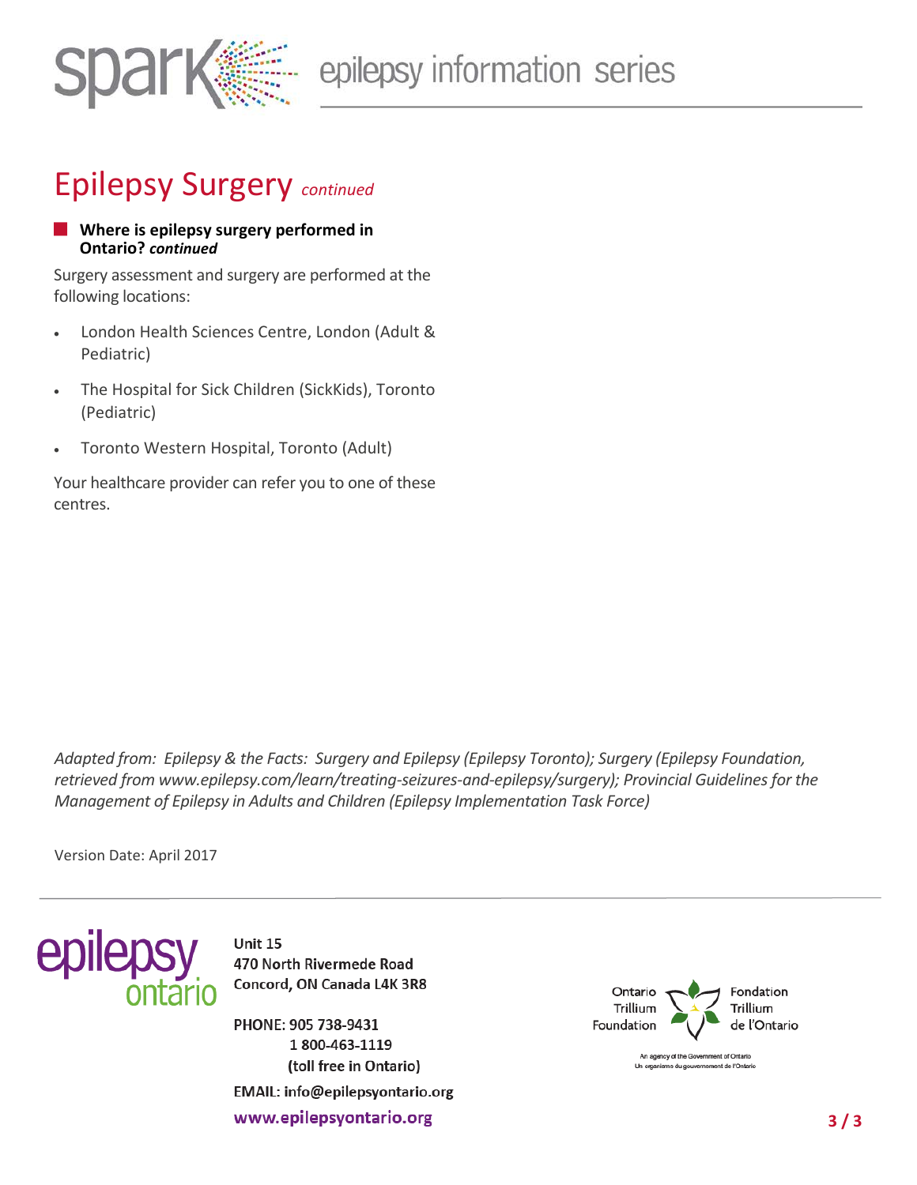# Epilepsy Surgery *continued*

### Where is epilepsy surgery performed in Ontario? *continued*

Surgery assessment and surgery are performed at the following locations:

- London Health Sciences Centre, London (Adult & Pediatric)
- The Hospital for Sick Children (SickKids), Toronto (Pediatric)
- Toronto Western Hospital, Toronto (Adult)

Your healthcare provider can refer you to one of these centres.

*Adapted from: Epilepsy & the Facts: Surgery and Epilepsy (Epilepsy Toronto); Surgery (Epilepsy Foundation, retrieved from www.epilepsy.com/learn/treating-seizures-and-epilepsy/surgery); Provincial Guidelines for the Management of Epilepsy in Adults and Children (Epilepsy Implementation Task Force)*

Version Date: April 2017

epilepsy ontario

Unit 15
470 North Rivermede Road
Concord, ON Canada L4K 3R8

PHONE: 905 738-9431
1 800-463-1119
(toll free in Ontario)

EMAIL: info@epilepsyontario.org

www.epilepsyontario.org

Ontario Trillium Foundation / Fondation Trillium de l'Ontario

An agency of the Government of Ontario
Un organisme du gouvernement de l'Ontario